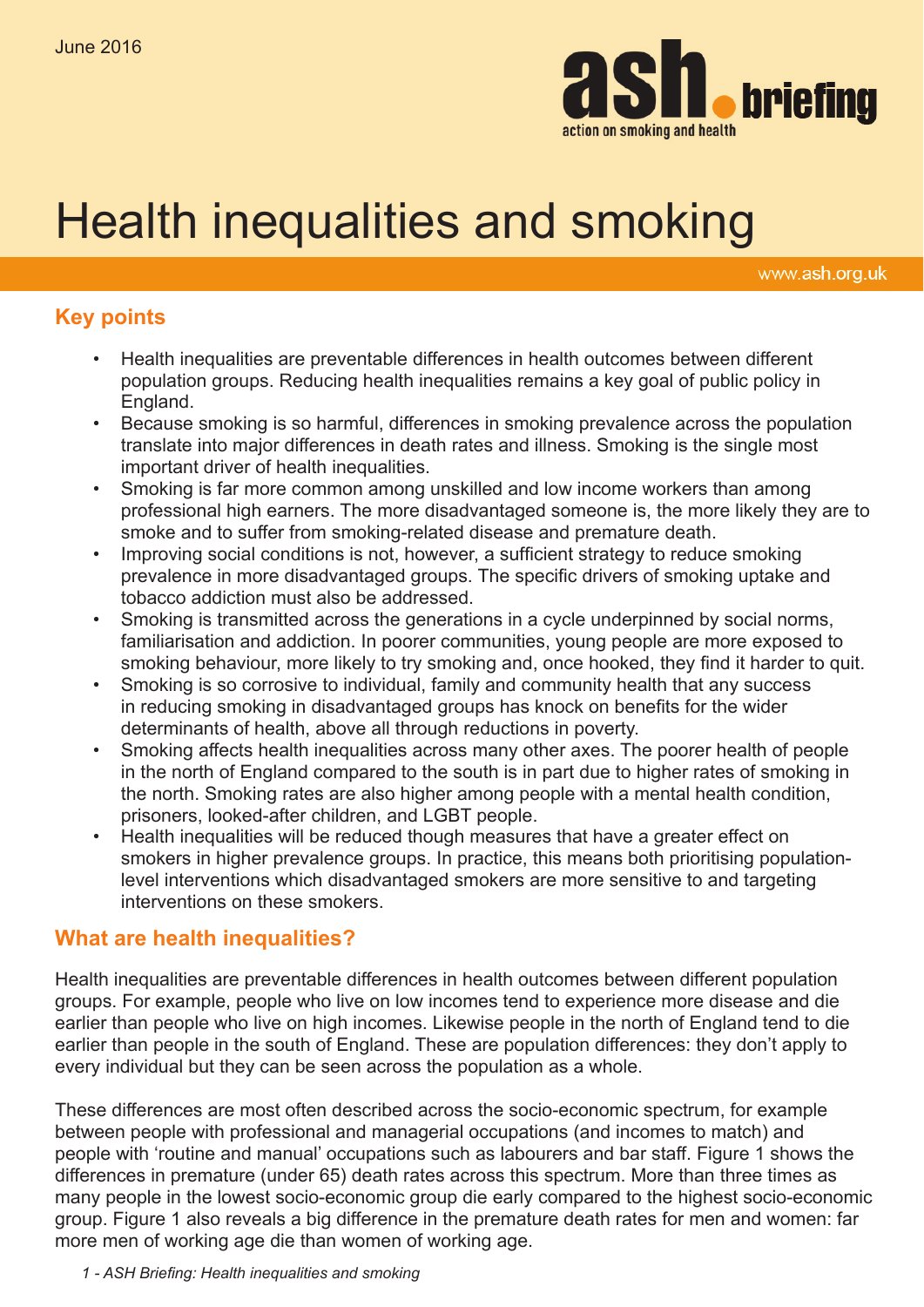June 2016

**ash briefing** — action on smoking and health

# Health inequalities and smoking

www.ash.org.uk

## Key points

- Health inequalities are preventable differences in health outcomes between different population groups. Reducing health inequalities remains a key goal of public policy in England.
- Because smoking is so harmful, differences in smoking prevalence across the population translate into major differences in death rates and illness. Smoking is the single most important driver of health inequalities.
- Smoking is far more common among unskilled and low income workers than among professional high earners. The more disadvantaged someone is, the more likely they are to smoke and to suffer from smoking-related disease and premature death.
- Improving social conditions is not, however, a sufficient strategy to reduce smoking prevalence in more disadvantaged groups. The specific drivers of smoking uptake and tobacco addiction must also be addressed.
- Smoking is transmitted across the generations in a cycle underpinned by social norms, familiarisation and addiction. In poorer communities, young people are more exposed to smoking behaviour, more likely to try smoking and, once hooked, they find it harder to quit.
- Smoking is so corrosive to individual, family and community health that any success in reducing smoking in disadvantaged groups has knock on benefits for the wider determinants of health, above all through reductions in poverty.
- Smoking affects health inequalities across many other axes. The poorer health of people in the north of England compared to the south is in part due to higher rates of smoking in the north. Smoking rates are also higher among people with a mental health condition, prisoners, looked-after children, and LGBT people.
- Health inequalities will be reduced though measures that have a greater effect on smokers in higher prevalence groups. In practice, this means both prioritising population-level interventions which disadvantaged smokers are more sensitive to and targeting interventions on these smokers.

## What are health inequalities?

Health inequalities are preventable differences in health outcomes between different population groups. For example, people who live on low incomes tend to experience more disease and die earlier than people who live on high incomes. Likewise people in the north of England tend to die earlier than people in the south of England. These are population differences: they don't apply to every individual but they can be seen across the population as a whole.

These differences are most often described across the socio-economic spectrum, for example between people with professional and managerial occupations (and incomes to match) and people with 'routine and manual' occupations such as labourers and bar staff. Figure 1 shows the differences in premature (under 65) death rates across this spectrum. More than three times as many people in the lowest socio-economic group die early compared to the highest socio-economic group. Figure 1 also reveals a big difference in the premature death rates for men and women: far more men of working age die than women of working age.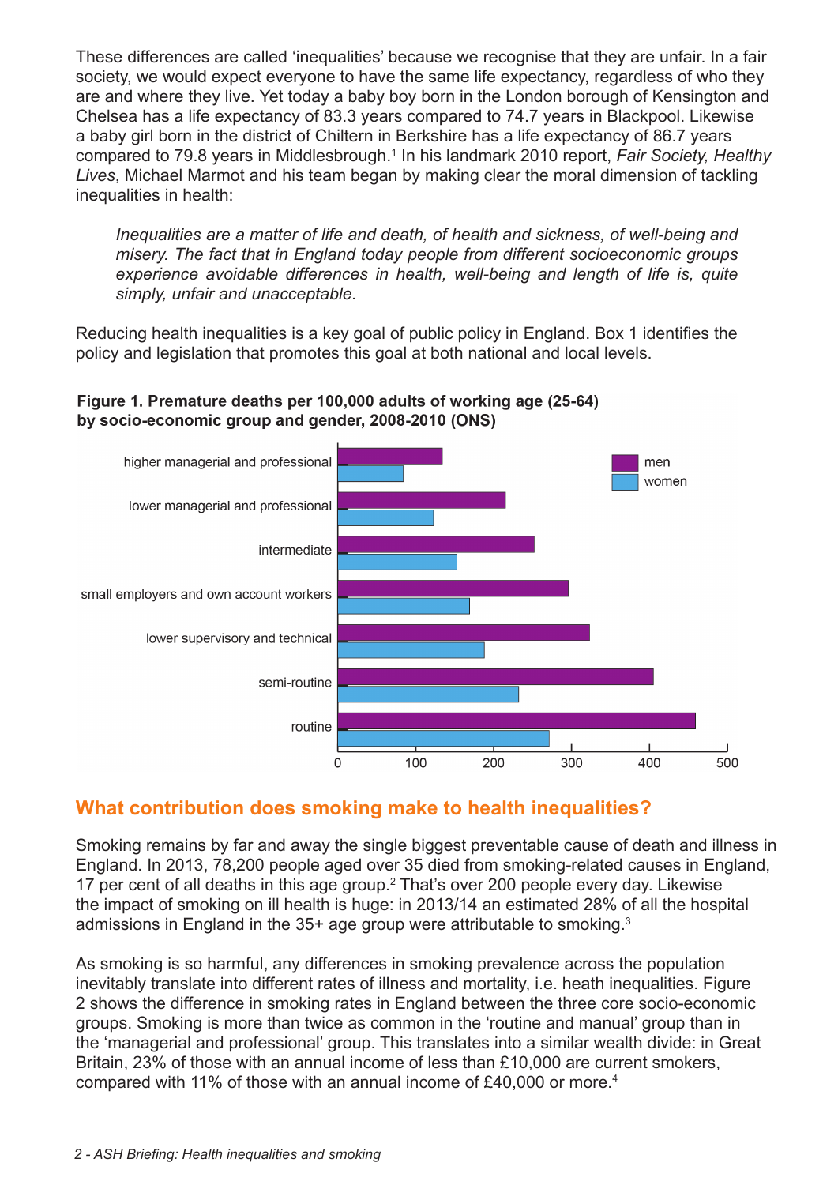These differences are called 'inequalities' because we recognise that they are unfair. In a fair society, we would expect everyone to have the same life expectancy, regardless of who they are and where they live. Yet today a baby boy born in the London borough of Kensington and Chelsea has a life expectancy of 83.3 years compared to 74.7 years in Blackpool. Likewise a baby girl born in the district of Chiltern in Berkshire has a life expectancy of 86.7 years compared to 79.8 years in Middlesbrough.[1] In his landmark 2010 report, *Fair Society, Healthy Lives*, Michael Marmot and his team began by making clear the moral dimension of tackling inequalities in health:

> *Inequalities are a matter of life and death, of health and sickness, of well-being and misery. The fact that in England today people from different socioeconomic groups experience avoidable differences in health, well-being and length of life is, quite simply, unfair and unacceptable.*

Reducing health inequalities is a key goal of public policy in England. Box 1 identifies the policy and legislation that promotes this goal at both national and local levels.

**Figure 1. Premature deaths per 100,000 adults of working age (25-64) by socio-economic group and gender, 2008-2010 (ONS)**

## What contribution does smoking make to health inequalities?

Smoking remains by far and away the single biggest preventable cause of death and illness in England. In 2013, 78,200 people aged over 35 died from smoking-related causes in England, 17 per cent of all deaths in this age group.[2] That's over 200 people every day. Likewise the impact of smoking on ill health is huge: in 2013/14 an estimated 28% of all the hospital admissions in England in the 35+ age group were attributable to smoking.[3]

As smoking is so harmful, any differences in smoking prevalence across the population inevitably translate into different rates of illness and mortality, i.e. heath inequalities. Figure 2 shows the difference in smoking rates in England between the three core socio-economic groups. Smoking is more than twice as common in the 'routine and manual' group than in the 'managerial and professional' group. This translates into a similar wealth divide: in Great Britain, 23% of those with an annual income of less than £10,000 are current smokers, compared with 11% of those with an annual income of £40,000 or more.[4]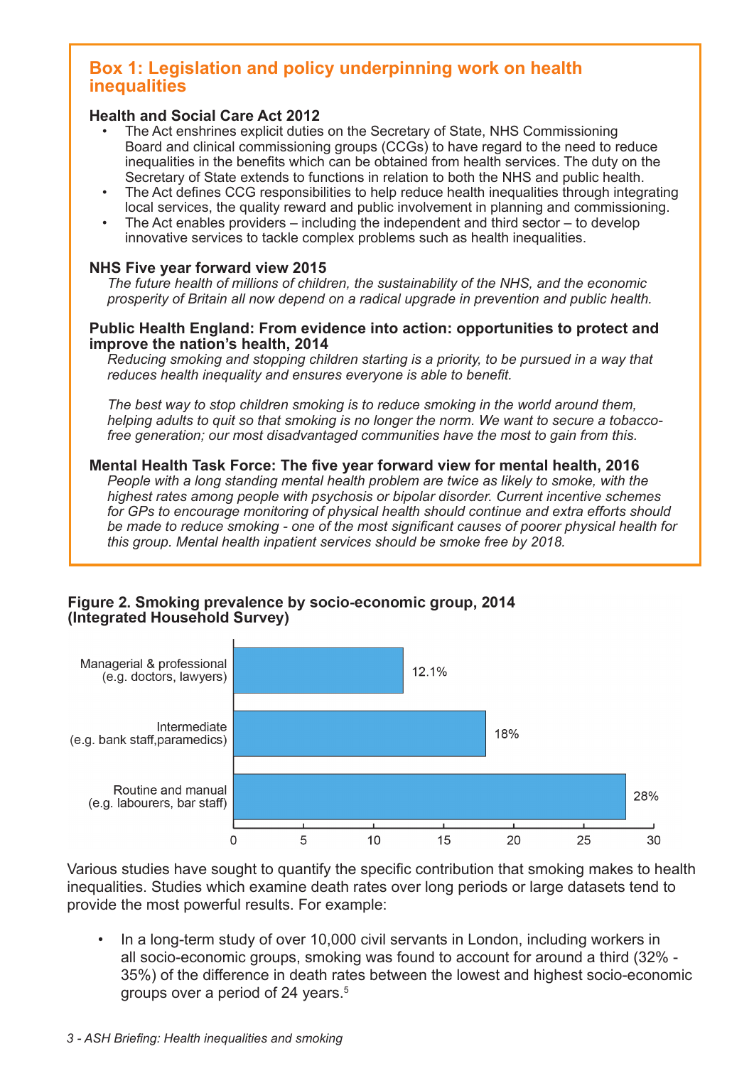## Box 1: Legislation and policy underpinning work on health inequalities

**Health and Social Care Act 2012**

- The Act enshrines explicit duties on the Secretary of State, NHS Commissioning Board and clinical commissioning groups (CCGs) to have regard to the need to reduce inequalities in the benefits which can be obtained from health services. The duty on the Secretary of State extends to functions in relation to both the NHS and public health.
- The Act defines CCG responsibilities to help reduce health inequalities through integrating local services, the quality reward and public involvement in planning and commissioning.
- The Act enables providers – including the independent and third sector – to develop innovative services to tackle complex problems such as health inequalities.

**NHS Five year forward view 2015**

*The future health of millions of children, the sustainability of the NHS, and the economic prosperity of Britain all now depend on a radical upgrade in prevention and public health.*

**Public Health England: From evidence into action: opportunities to protect and improve the nation's health, 2014**

*Reducing smoking and stopping children starting is a priority, to be pursued in a way that reduces health inequality and ensures everyone is able to benefit.*

*The best way to stop children smoking is to reduce smoking in the world around them, helping adults to quit so that smoking is no longer the norm. We want to secure a tobacco-free generation; our most disadvantaged communities have the most to gain from this.*

**Mental Health Task Force: The five year forward view for mental health, 2016**

*People with a long standing mental health problem are twice as likely to smoke, with the highest rates among people with psychosis or bipolar disorder. Current incentive schemes for GPs to encourage monitoring of physical health should continue and extra efforts should be made to reduce smoking - one of the most significant causes of poorer physical health for this group. Mental health inpatient services should be smoke free by 2018.*

**Figure 2. Smoking prevalence by socio-economic group, 2014 (Integrated Household Survey)**

| Socio-economic group | Smoking prevalence |
| --- | --- |
| Managerial & professional (e.g. doctors, lawyers) | 12.1% |
| Intermediate (e.g. bank staff, paramedics) | 18% |
| Routine and manual (e.g. labourers, bar staff) | 28% |

Various studies have sought to quantify the specific contribution that smoking makes to health inequalities. Studies which examine death rates over long periods or large datasets tend to provide the most powerful results. For example:

- In a long-term study of over 10,000 civil servants in London, including workers in all socio-economic groups, smoking was found to account for around a third (32% - 35%) of the difference in death rates between the lowest and highest socio-economic groups over a period of 24 years.[5]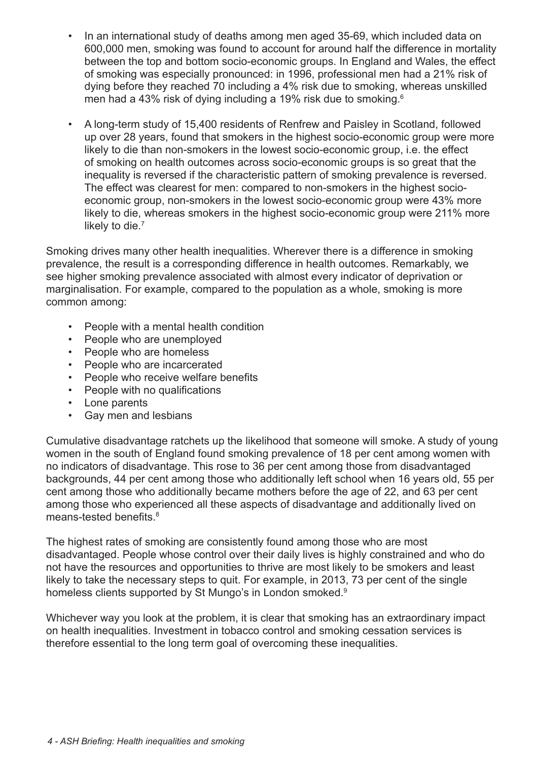- In an international study of deaths among men aged 35-69, which included data on 600,000 men, smoking was found to account for around half the difference in mortality between the top and bottom socio-economic groups. In England and Wales, the effect of smoking was especially pronounced: in 1996, professional men had a 21% risk of dying before they reached 70 including a 4% risk due to smoking, whereas unskilled men had a 43% risk of dying including a 19% risk due to smoking.[6]
- A long-term study of 15,400 residents of Renfrew and Paisley in Scotland, followed up over 28 years, found that smokers in the highest socio-economic group were more likely to die than non-smokers in the lowest socio-economic group, i.e. the effect of smoking on health outcomes across socio-economic groups is so great that the inequality is reversed if the characteristic pattern of smoking prevalence is reversed. The effect was clearest for men: compared to non-smokers in the highest socio-economic group, non-smokers in the lowest socio-economic group were 43% more likely to die, whereas smokers in the highest socio-economic group were 211% more likely to die.[7]

Smoking drives many other health inequalities. Wherever there is a difference in smoking prevalence, the result is a corresponding difference in health outcomes. Remarkably, we see higher smoking prevalence associated with almost every indicator of deprivation or marginalisation. For example, compared to the population as a whole, smoking is more common among:

- People with a mental health condition
- People who are unemployed
- People who are homeless
- People who are incarcerated
- People who receive welfare benefits
- People with no qualifications
- Lone parents
- Gay men and lesbians

Cumulative disadvantage ratchets up the likelihood that someone will smoke. A study of young women in the south of England found smoking prevalence of 18 per cent among women with no indicators of disadvantage. This rose to 36 per cent among those from disadvantaged backgrounds, 44 per cent among those who additionally left school when 16 years old, 55 per cent among those who additionally became mothers before the age of 22, and 63 per cent among those who experienced all these aspects of disadvantage and additionally lived on means-tested benefits.[8]

The highest rates of smoking are consistently found among those who are most disadvantaged. People whose control over their daily lives is highly constrained and who do not have the resources and opportunities to thrive are most likely to be smokers and least likely to take the necessary steps to quit. For example, in 2013, 73 per cent of the single homeless clients supported by St Mungo's in London smoked.[9]

Whichever way you look at the problem, it is clear that smoking has an extraordinary impact on health inequalities. Investment in tobacco control and smoking cessation services is therefore essential to the long term goal of overcoming these inequalities.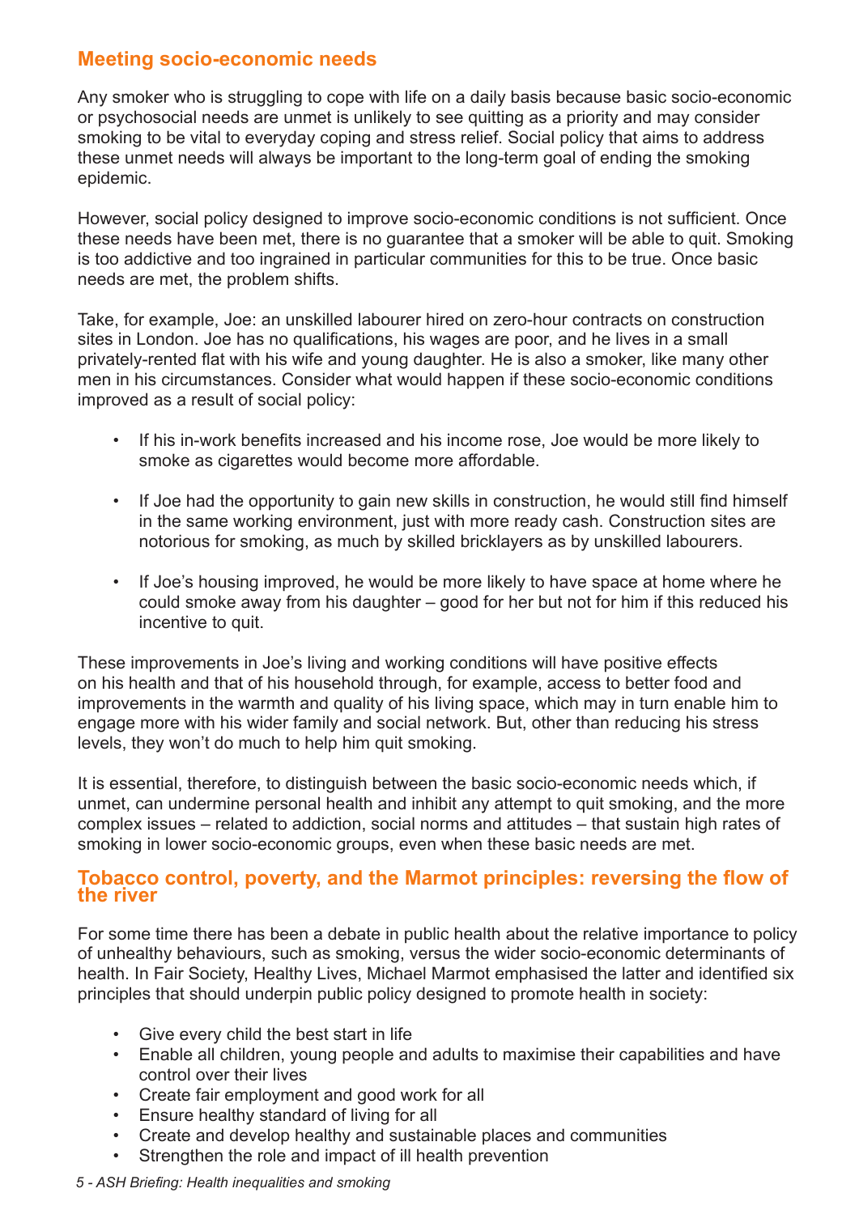## Meeting socio-economic needs

Any smoker who is struggling to cope with life on a daily basis because basic socio-economic or psychosocial needs are unmet is unlikely to see quitting as a priority and may consider smoking to be vital to everyday coping and stress relief. Social policy that aims to address these unmet needs will always be important to the long-term goal of ending the smoking epidemic.

However, social policy designed to improve socio-economic conditions is not sufficient. Once these needs have been met, there is no guarantee that a smoker will be able to quit. Smoking is too addictive and too ingrained in particular communities for this to be true. Once basic needs are met, the problem shifts.

Take, for example, Joe: an unskilled labourer hired on zero-hour contracts on construction sites in London. Joe has no qualifications, his wages are poor, and he lives in a small privately-rented flat with his wife and young daughter. He is also a smoker, like many other men in his circumstances. Consider what would happen if these socio-economic conditions improved as a result of social policy:

- If his in-work benefits increased and his income rose, Joe would be more likely to smoke as cigarettes would become more affordable.
- If Joe had the opportunity to gain new skills in construction, he would still find himself in the same working environment, just with more ready cash. Construction sites are notorious for smoking, as much by skilled bricklayers as by unskilled labourers.
- If Joe's housing improved, he would be more likely to have space at home where he could smoke away from his daughter – good for her but not for him if this reduced his incentive to quit.

These improvements in Joe's living and working conditions will have positive effects on his health and that of his household through, for example, access to better food and improvements in the warmth and quality of his living space, which may in turn enable him to engage more with his wider family and social network. But, other than reducing his stress levels, they won't do much to help him quit smoking.

It is essential, therefore, to distinguish between the basic socio-economic needs which, if unmet, can undermine personal health and inhibit any attempt to quit smoking, and the more complex issues – related to addiction, social norms and attitudes – that sustain high rates of smoking in lower socio-economic groups, even when these basic needs are met.

## Tobacco control, poverty, and the Marmot principles: reversing the flow of the river

For some time there has been a debate in public health about the relative importance to policy of unhealthy behaviours, such as smoking, versus the wider socio-economic determinants of health. In Fair Society, Healthy Lives, Michael Marmot emphasised the latter and identified six principles that should underpin public policy designed to promote health in society:

- Give every child the best start in life
- Enable all children, young people and adults to maximise their capabilities and have control over their lives
- Create fair employment and good work for all
- Ensure healthy standard of living for all
- Create and develop healthy and sustainable places and communities
- Strengthen the role and impact of ill health prevention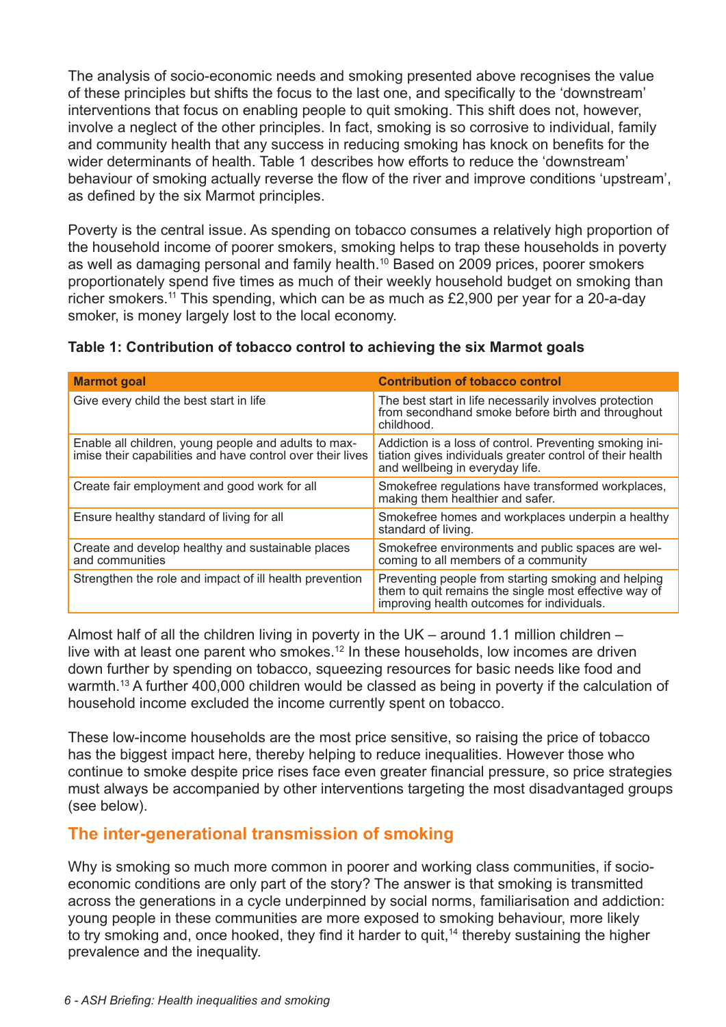The analysis of socio-economic needs and smoking presented above recognises the value of these principles but shifts the focus to the last one, and specifically to the 'downstream' interventions that focus on enabling people to quit smoking. This shift does not, however, involve a neglect of the other principles. In fact, smoking is so corrosive to individual, family and community health that any success in reducing smoking has knock on benefits for the wider determinants of health. Table 1 describes how efforts to reduce the 'downstream' behaviour of smoking actually reverse the flow of the river and improve conditions 'upstream', as defined by the six Marmot principles.

Poverty is the central issue. As spending on tobacco consumes a relatively high proportion of the household income of poorer smokers, smoking helps to trap these households in poverty as well as damaging personal and family health.[10] Based on 2009 prices, poorer smokers proportionately spend five times as much of their weekly household budget on smoking than richer smokers.[11] This spending, which can be as much as £2,900 per year for a 20-a-day smoker, is money largely lost to the local economy.

**Table 1: Contribution of tobacco control to achieving the six Marmot goals**

| Marmot goal | Contribution of tobacco control |
|---|---|
| Give every child the best start in life | The best start in life necessarily involves protection from secondhand smoke before birth and throughout childhood. |
| Enable all children, young people and adults to maximise their capabilities and have control over their lives | Addiction is a loss of control. Preventing smoking initiation gives individuals greater control of their health and wellbeing in everyday life. |
| Create fair employment and good work for all | Smokefree regulations have transformed workplaces, making them healthier and safer. |
| Ensure healthy standard of living for all | Smokefree homes and workplaces underpin a healthy standard of living. |
| Create and develop healthy and sustainable places and communities | Smokefree environments and public spaces are welcoming to all members of a community |
| Strengthen the role and impact of ill health prevention | Preventing people from starting smoking and helping them to quit remains the single most effective way of improving health outcomes for individuals. |

Almost half of all the children living in poverty in the UK – around 1.1 million children – live with at least one parent who smokes.[12] In these households, low incomes are driven down further by spending on tobacco, squeezing resources for basic needs like food and warmth.[13] A further 400,000 children would be classed as being in poverty if the calculation of household income excluded the income currently spent on tobacco.

These low-income households are the most price sensitive, so raising the price of tobacco has the biggest impact here, thereby helping to reduce inequalities. However those who continue to smoke despite price rises face even greater financial pressure, so price strategies must always be accompanied by other interventions targeting the most disadvantaged groups (see below).

## The inter-generational transmission of smoking

Why is smoking so much more common in poorer and working class communities, if socio-economic conditions are only part of the story? The answer is that smoking is transmitted across the generations in a cycle underpinned by social norms, familiarisation and addiction: young people in these communities are more exposed to smoking behaviour, more likely to try smoking and, once hooked, they find it harder to quit,[14] thereby sustaining the higher prevalence and the inequality.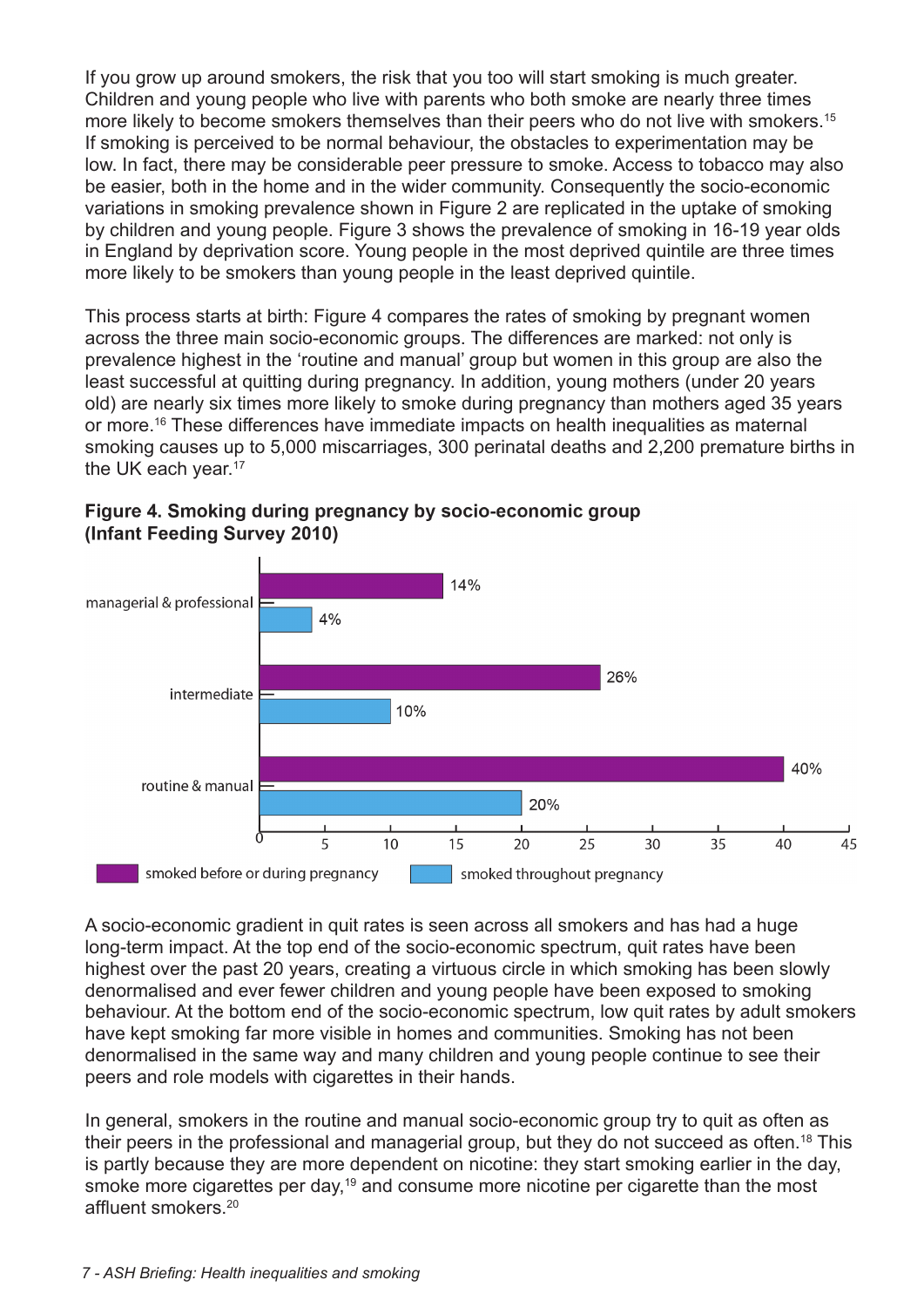If you grow up around smokers, the risk that you too will start smoking is much greater. Children and young people who live with parents who both smoke are nearly three times more likely to become smokers themselves than their peers who do not live with smokers.[15] If smoking is perceived to be normal behaviour, the obstacles to experimentation may be low. In fact, there may be considerable peer pressure to smoke. Access to tobacco may also be easier, both in the home and in the wider community. Consequently the socio-economic variations in smoking prevalence shown in Figure 2 are replicated in the uptake of smoking by children and young people. Figure 3 shows the prevalence of smoking in 16-19 year olds in England by deprivation score. Young people in the most deprived quintile are three times more likely to be smokers than young people in the least deprived quintile.

This process starts at birth: Figure 4 compares the rates of smoking by pregnant women across the three main socio-economic groups. The differences are marked: not only is prevalence highest in the 'routine and manual' group but women in this group are also the least successful at quitting during pregnancy. In addition, young mothers (under 20 years old) are nearly six times more likely to smoke during pregnancy than mothers aged 35 years or more.[16] These differences have immediate impacts on health inequalities as maternal smoking causes up to 5,000 miscarriages, 300 perinatal deaths and 2,200 premature births in the UK each year.[17]

**Figure 4. Smoking during pregnancy by socio-economic group (Infant Feeding Survey 2010)**

| Socio-economic group | smoked before or during pregnancy | smoked throughout pregnancy |
| --- | --- | --- |
| managerial & professional | 14% | 4% |
| intermediate | 26% | 10% |
| routine & manual | 40% | 20% |

A socio-economic gradient in quit rates is seen across all smokers and has had a huge long-term impact. At the top end of the socio-economic spectrum, quit rates have been highest over the past 20 years, creating a virtuous circle in which smoking has been slowly denormalised and ever fewer children and young people have been exposed to smoking behaviour. At the bottom end of the socio-economic spectrum, low quit rates by adult smokers have kept smoking far more visible in homes and communities. Smoking has not been denormalised in the same way and many children and young people continue to see their peers and role models with cigarettes in their hands.

In general, smokers in the routine and manual socio-economic group try to quit as often as their peers in the professional and managerial group, but they do not succeed as often.[18] This is partly because they are more dependent on nicotine: they start smoking earlier in the day, smoke more cigarettes per day,[19] and consume more nicotine per cigarette than the most affluent smokers.[20]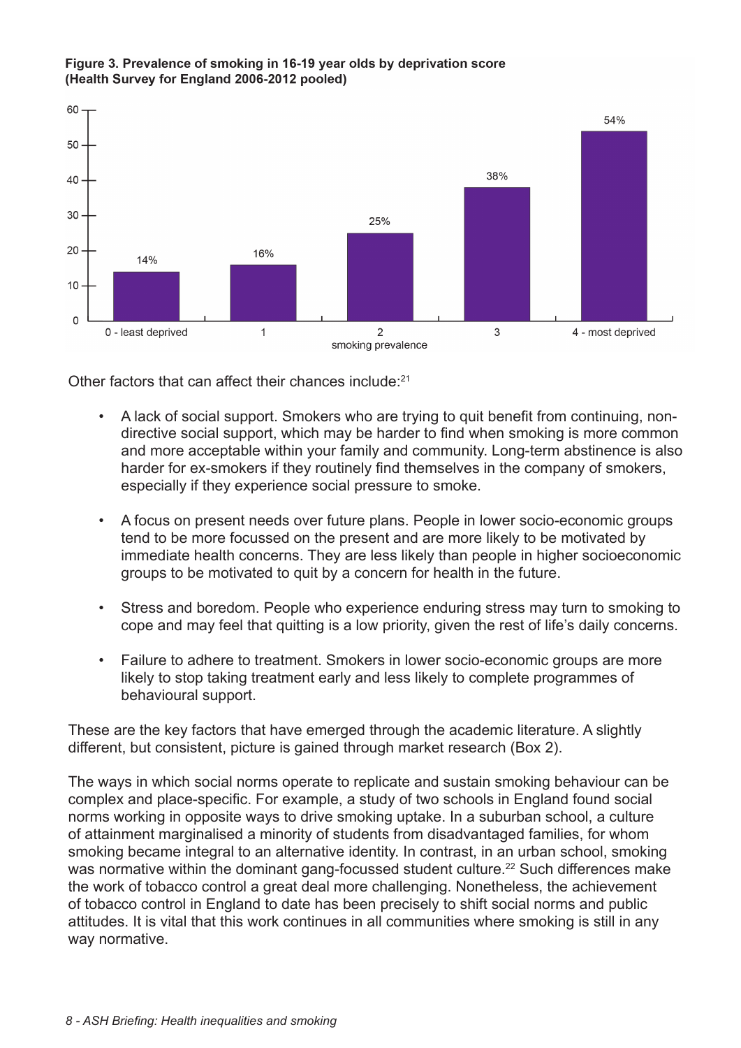**Figure 3. Prevalence of smoking in 16-19 year olds by deprivation score (Health Survey for England 2006-2012 pooled)**

| Deprivation score | Smoking prevalence |
|---|---|
| 0 - least deprived | 14% |
| 1 | 16% |
| 2 | 25% |
| 3 | 38% |
| 4 - most deprived | 54% |

Other factors that can affect their chances include:[21]

- A lack of social support. Smokers who are trying to quit benefit from continuing, non-directive social support, which may be harder to find when smoking is more common and more acceptable within your family and community. Long-term abstinence is also harder for ex-smokers if they routinely find themselves in the company of smokers, especially if they experience social pressure to smoke.

- A focus on present needs over future plans. People in lower socio-economic groups tend to be more focussed on the present and are more likely to be motivated by immediate health concerns. They are less likely than people in higher socioeconomic groups to be motivated to quit by a concern for health in the future.

- Stress and boredom. People who experience enduring stress may turn to smoking to cope and may feel that quitting is a low priority, given the rest of life's daily concerns.

- Failure to adhere to treatment. Smokers in lower socio-economic groups are more likely to stop taking treatment early and less likely to complete programmes of behavioural support.

These are the key factors that have emerged through the academic literature. A slightly different, but consistent, picture is gained through market research (Box 2).

The ways in which social norms operate to replicate and sustain smoking behaviour can be complex and place-specific. For example, a study of two schools in England found social norms working in opposite ways to drive smoking uptake. In a suburban school, a culture of attainment marginalised a minority of students from disadvantaged families, for whom smoking became integral to an alternative identity. In contrast, in an urban school, smoking was normative within the dominant gang-focussed student culture.[22] Such differences make the work of tobacco control a great deal more challenging. Nonetheless, the achievement of tobacco control in England to date has been precisely to shift social norms and public attitudes. It is vital that this work continues in all communities where smoking is still in any way normative.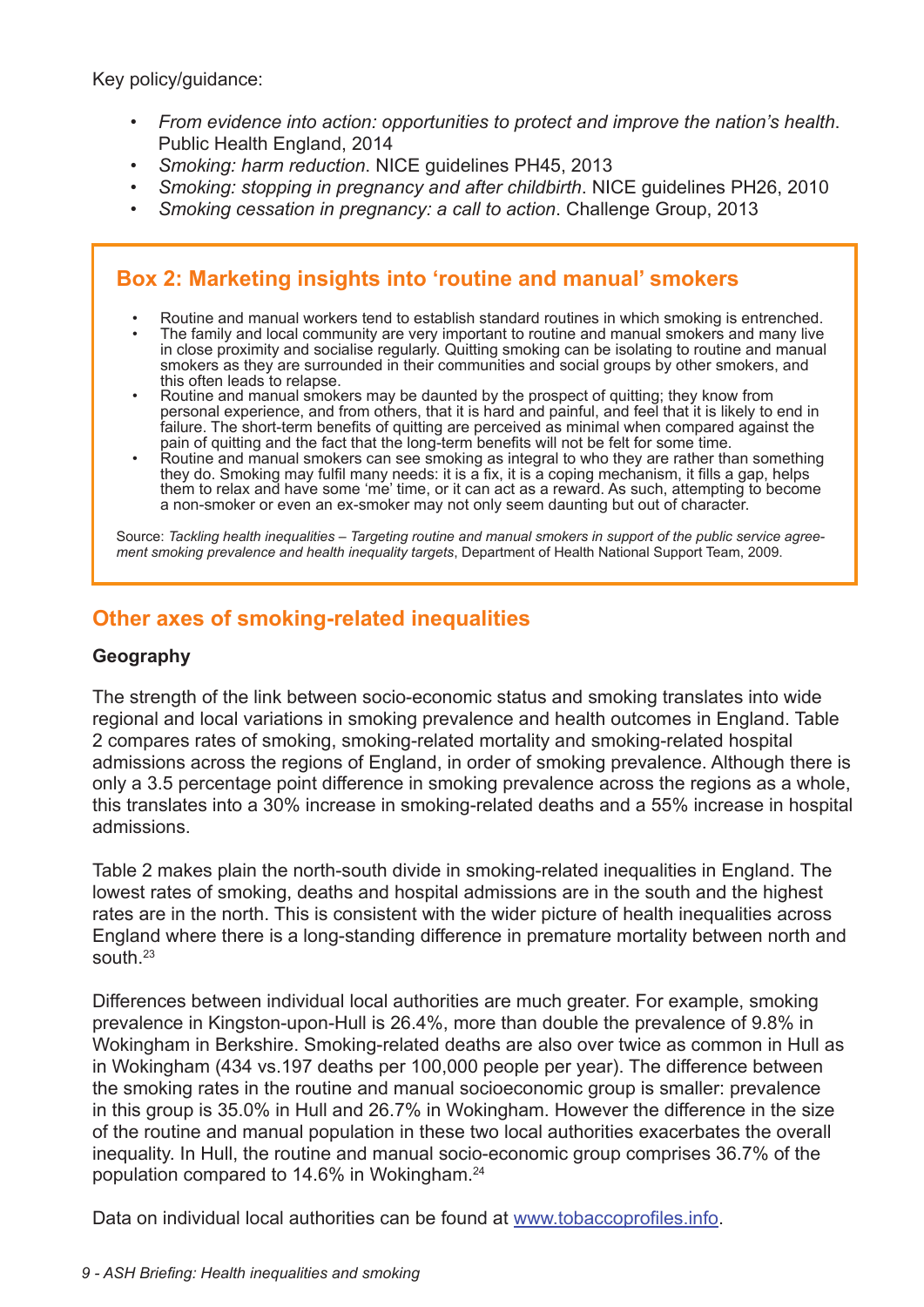Key policy/guidance:

- *From evidence into action: opportunities to protect and improve the nation's health*. Public Health England, 2014
- *Smoking: harm reduction*. NICE guidelines PH45, 2013
- *Smoking: stopping in pregnancy and after childbirth*. NICE guidelines PH26, 2010
- *Smoking cessation in pregnancy: a call to action*. Challenge Group, 2013

### Box 2: Marketing insights into 'routine and manual' smokers

- Routine and manual workers tend to establish standard routines in which smoking is entrenched.
- The family and local community are very important to routine and manual smokers and many live in close proximity and socialise regularly. Quitting smoking can be isolating to routine and manual smokers as they are surrounded in their communities and social groups by other smokers, and this often leads to relapse.
- Routine and manual smokers may be daunted by the prospect of quitting; they know from personal experience, and from others, that it is hard and painful, and feel that it is likely to end in failure. The short-term benefits of quitting are perceived as minimal when compared against the pain of quitting and the fact that the long-term benefits will not be felt for some time.
- Routine and manual smokers can see smoking as integral to who they are rather than something they do. Smoking may fulfil many needs: it is a fix, it is a coping mechanism, it fills a gap, helps them to relax and have some 'me' time, or it can act as a reward. As such, attempting to become a non-smoker or even an ex-smoker may not only seem daunting but out of character.

Source: *Tackling health inequalities – Targeting routine and manual smokers in support of the public service agreement smoking prevalence and health inequality targets*, Department of Health National Support Team, 2009.

## Other axes of smoking-related inequalities

**Geography**

The strength of the link between socio-economic status and smoking translates into wide regional and local variations in smoking prevalence and health outcomes in England. Table 2 compares rates of smoking, smoking-related mortality and smoking-related hospital admissions across the regions of England, in order of smoking prevalence. Although there is only a 3.5 percentage point difference in smoking prevalence across the regions as a whole, this translates into a 30% increase in smoking-related deaths and a 55% increase in hospital admissions.

Table 2 makes plain the north-south divide in smoking-related inequalities in England. The lowest rates of smoking, deaths and hospital admissions are in the south and the highest rates are in the north. This is consistent with the wider picture of health inequalities across England where there is a long-standing difference in premature mortality between north and south.[23]

Differences between individual local authorities are much greater. For example, smoking prevalence in Kingston-upon-Hull is 26.4%, more than double the prevalence of 9.8% in Wokingham in Berkshire. Smoking-related deaths are also over twice as common in Hull as in Wokingham (434 vs.197 deaths per 100,000 people per year). The difference between the smoking rates in the routine and manual socioeconomic group is smaller: prevalence in this group is 35.0% in Hull and 26.7% in Wokingham. However the difference in the size of the routine and manual population in these two local authorities exacerbates the overall inequality. In Hull, the routine and manual socio-economic group comprises 36.7% of the population compared to 14.6% in Wokingham.[24]

Data on individual local authorities can be found at [www.tobaccoprofiles.info](http://www.tobaccoprofiles.info).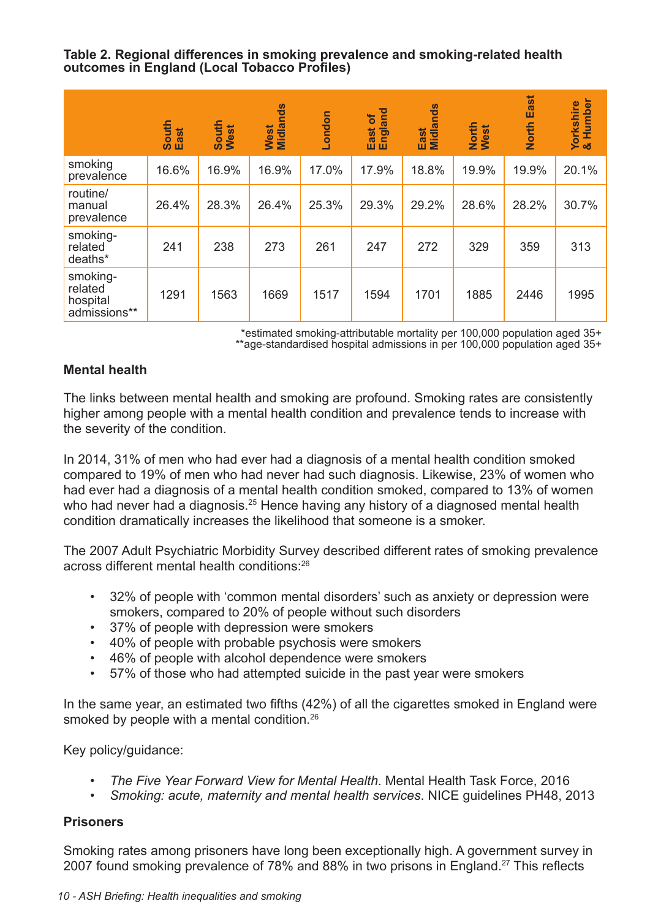**Table 2. Regional differences in smoking prevalence and smoking-related health outcomes in England (Local Tobacco Profiles)**

| | South East | South West | West Midlands | London | East of England | East Midlands | North West | North East | Yorkshire & Humber |
|---|---|---|---|---|---|---|---|---|---|
| smoking prevalence | 16.6% | 16.9% | 16.9% | 17.0% | 17.9% | 18.8% | 19.9% | 19.9% | 20.1% |
| routine/ manual prevalence | 26.4% | 28.3% | 26.4% | 25.3% | 29.3% | 29.2% | 28.6% | 28.2% | 30.7% |
| smoking-related deaths* | 241 | 238 | 273 | 261 | 247 | 272 | 329 | 359 | 313 |
| smoking-related hospital admissions** | 1291 | 1563 | 1669 | 1517 | 1594 | 1701 | 1885 | 2446 | 1995 |

*estimated smoking-attributable mortality per 100,000 population aged 35+
**age-standardised hospital admissions in per 100,000 population aged 35+

**Mental health**

The links between mental health and smoking are profound. Smoking rates are consistently higher among people with a mental health condition and prevalence tends to increase with the severity of the condition.

In 2014, 31% of men who had ever had a diagnosis of a mental health condition smoked compared to 19% of men who had never had such diagnosis. Likewise, 23% of women who had ever had a diagnosis of a mental health condition smoked, compared to 13% of women who had never had a diagnosis.[25] Hence having any history of a diagnosed mental health condition dramatically increases the likelihood that someone is a smoker.

The 2007 Adult Psychiatric Morbidity Survey described different rates of smoking prevalence across different mental health conditions:[26]

- 32% of people with 'common mental disorders' such as anxiety or depression were smokers, compared to 20% of people without such disorders
- 37% of people with depression were smokers
- 40% of people with probable psychosis were smokers
- 46% of people with alcohol dependence were smokers
- 57% of those who had attempted suicide in the past year were smokers

In the same year, an estimated two fifths (42%) of all the cigarettes smoked in England were smoked by people with a mental condition.[26]

Key policy/guidance:

- *The Five Year Forward View for Mental Health*. Mental Health Task Force, 2016
- *Smoking: acute, maternity and mental health services*. NICE guidelines PH48, 2013

**Prisoners**

Smoking rates among prisoners have long been exceptionally high. A government survey in 2007 found smoking prevalence of 78% and 88% in two prisons in England.[27] This reflects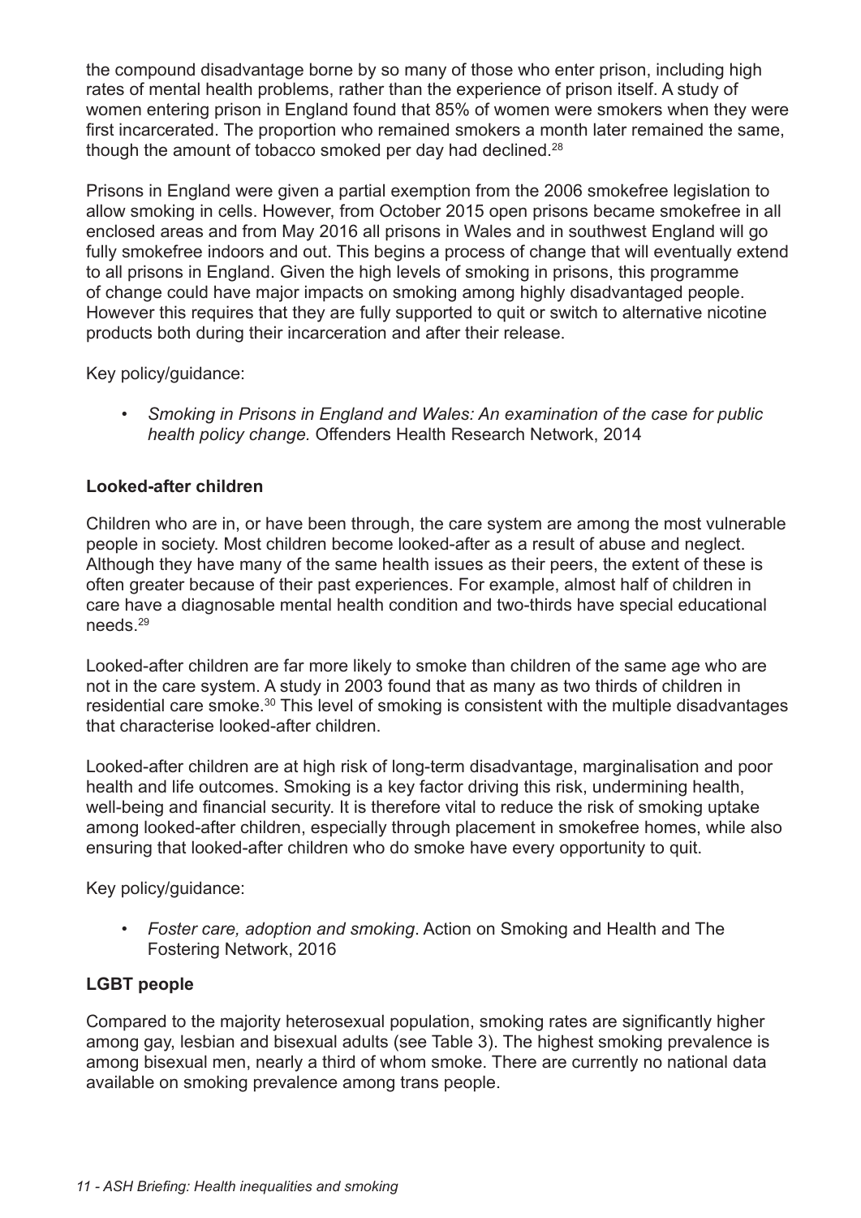the compound disadvantage borne by so many of those who enter prison, including high rates of mental health problems, rather than the experience of prison itself. A study of women entering prison in England found that 85% of women were smokers when they were first incarcerated. The proportion who remained smokers a month later remained the same, though the amount of tobacco smoked per day had declined.[28]

Prisons in England were given a partial exemption from the 2006 smokefree legislation to allow smoking in cells. However, from October 2015 open prisons became smokefree in all enclosed areas and from May 2016 all prisons in Wales and in southwest England will go fully smokefree indoors and out. This begins a process of change that will eventually extend to all prisons in England. Given the high levels of smoking in prisons, this programme of change could have major impacts on smoking among highly disadvantaged people. However this requires that they are fully supported to quit or switch to alternative nicotine products both during their incarceration and after their release.

Key policy/guidance:

- *Smoking in Prisons in England and Wales: An examination of the case for public health policy change.* Offenders Health Research Network, 2014

**Looked-after children**

Children who are in, or have been through, the care system are among the most vulnerable people in society. Most children become looked-after as a result of abuse and neglect. Although they have many of the same health issues as their peers, the extent of these is often greater because of their past experiences. For example, almost half of children in care have a diagnosable mental health condition and two-thirds have special educational needs.[29]

Looked-after children are far more likely to smoke than children of the same age who are not in the care system. A study in 2003 found that as many as two thirds of children in residential care smoke.[30] This level of smoking is consistent with the multiple disadvantages that characterise looked-after children.

Looked-after children are at high risk of long-term disadvantage, marginalisation and poor health and life outcomes. Smoking is a key factor driving this risk, undermining health, well-being and financial security. It is therefore vital to reduce the risk of smoking uptake among looked-after children, especially through placement in smokefree homes, while also ensuring that looked-after children who do smoke have every opportunity to quit.

Key policy/guidance:

- *Foster care, adoption and smoking*. Action on Smoking and Health and The Fostering Network, 2016

**LGBT people**

Compared to the majority heterosexual population, smoking rates are significantly higher among gay, lesbian and bisexual adults (see Table 3). The highest smoking prevalence is among bisexual men, nearly a third of whom smoke. There are currently no national data available on smoking prevalence among trans people.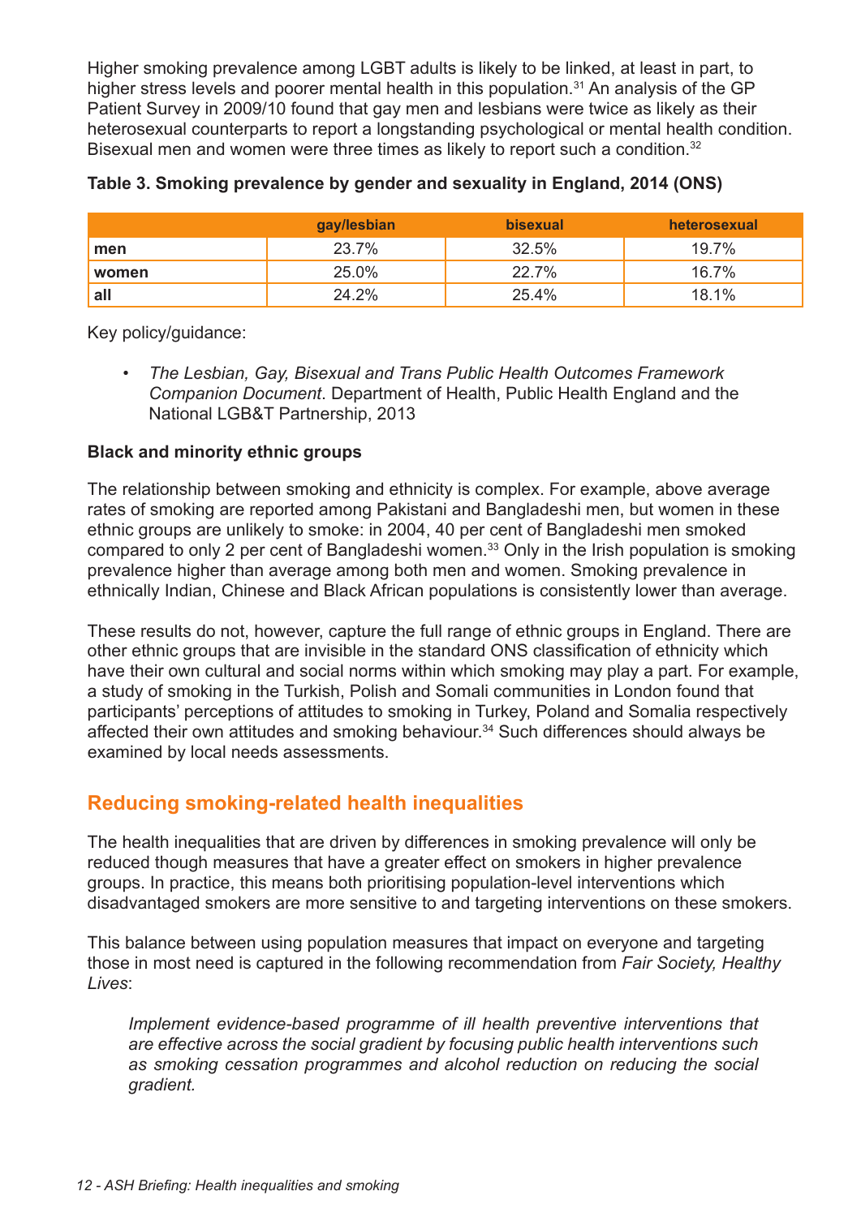Higher smoking prevalence among LGBT adults is likely to be linked, at least in part, to higher stress levels and poorer mental health in this population.[31] An analysis of the GP Patient Survey in 2009/10 found that gay men and lesbians were twice as likely as their heterosexual counterparts to report a longstanding psychological or mental health condition. Bisexual men and women were three times as likely to report such a condition.[32]

**Table 3. Smoking prevalence by gender and sexuality in England, 2014 (ONS)**

| | gay/lesbian | bisexual | heterosexual |
|---|---|---|---|
| **men** | 23.7% | 32.5% | 19.7% |
| **women** | 25.0% | 22.7% | 16.7% |
| **all** | 24.2% | 25.4% | 18.1% |

Key policy/guidance:

- *The Lesbian, Gay, Bisexual and Trans Public Health Outcomes Framework Companion Document*. Department of Health, Public Health England and the National LGB&T Partnership, 2013

**Black and minority ethnic groups**

The relationship between smoking and ethnicity is complex. For example, above average rates of smoking are reported among Pakistani and Bangladeshi men, but women in these ethnic groups are unlikely to smoke: in 2004, 40 per cent of Bangladeshi men smoked compared to only 2 per cent of Bangladeshi women.[33] Only in the Irish population is smoking prevalence higher than average among both men and women. Smoking prevalence in ethnically Indian, Chinese and Black African populations is consistently lower than average.

These results do not, however, capture the full range of ethnic groups in England. There are other ethnic groups that are invisible in the standard ONS classification of ethnicity which have their own cultural and social norms within which smoking may play a part. For example, a study of smoking in the Turkish, Polish and Somali communities in London found that participants' perceptions of attitudes to smoking in Turkey, Poland and Somalia respectively affected their own attitudes and smoking behaviour.[34] Such differences should always be examined by local needs assessments.

## Reducing smoking-related health inequalities

The health inequalities that are driven by differences in smoking prevalence will only be reduced though measures that have a greater effect on smokers in higher prevalence groups. In practice, this means both prioritising population-level interventions which disadvantaged smokers are more sensitive to and targeting interventions on these smokers.

This balance between using population measures that impact on everyone and targeting those in most need is captured in the following recommendation from *Fair Society, Healthy Lives*:

> *Implement evidence-based programme of ill health preventive interventions that are effective across the social gradient by focusing public health interventions such as smoking cessation programmes and alcohol reduction on reducing the social gradient.*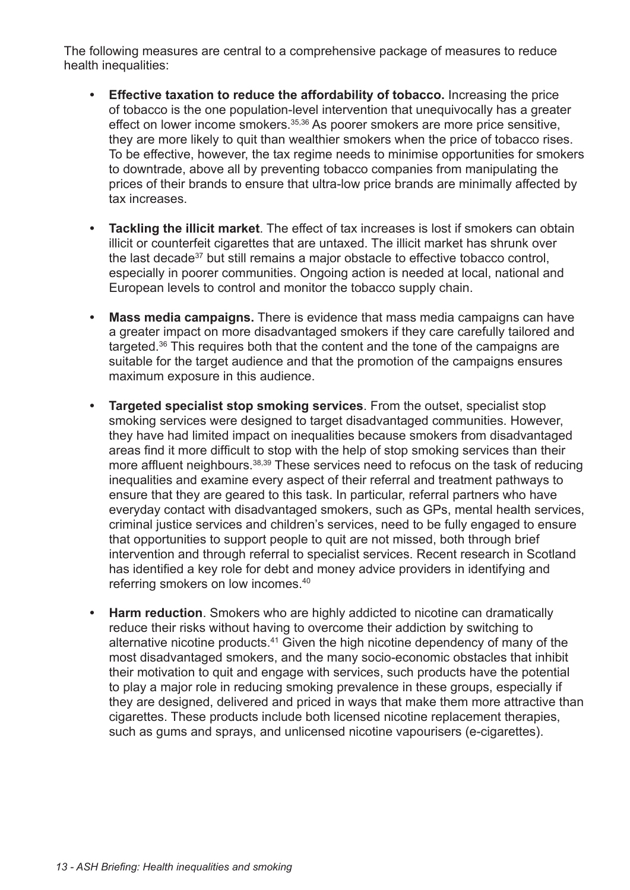The following measures are central to a comprehensive package of measures to reduce health inequalities:

- **Effective taxation to reduce the affordability of tobacco.** Increasing the price of tobacco is the one population-level intervention that unequivocally has a greater effect on lower income smokers.[35,36] As poorer smokers are more price sensitive, they are more likely to quit than wealthier smokers when the price of tobacco rises. To be effective, however, the tax regime needs to minimise opportunities for smokers to downtrade, above all by preventing tobacco companies from manipulating the prices of their brands to ensure that ultra-low price brands are minimally affected by tax increases.

- **Tackling the illicit market**. The effect of tax increases is lost if smokers can obtain illicit or counterfeit cigarettes that are untaxed. The illicit market has shrunk over the last decade[37] but still remains a major obstacle to effective tobacco control, especially in poorer communities. Ongoing action is needed at local, national and European levels to control and monitor the tobacco supply chain.

- **Mass media campaigns.** There is evidence that mass media campaigns can have a greater impact on more disadvantaged smokers if they care carefully tailored and targeted.[36] This requires both that the content and the tone of the campaigns are suitable for the target audience and that the promotion of the campaigns ensures maximum exposure in this audience.

- **Targeted specialist stop smoking services**. From the outset, specialist stop smoking services were designed to target disadvantaged communities. However, they have had limited impact on inequalities because smokers from disadvantaged areas find it more difficult to stop with the help of stop smoking services than their more affluent neighbours.[38,39] These services need to refocus on the task of reducing inequalities and examine every aspect of their referral and treatment pathways to ensure that they are geared to this task. In particular, referral partners who have everyday contact with disadvantaged smokers, such as GPs, mental health services, criminal justice services and children's services, need to be fully engaged to ensure that opportunities to support people to quit are not missed, both through brief intervention and through referral to specialist services. Recent research in Scotland has identified a key role for debt and money advice providers in identifying and referring smokers on low incomes.[40]

- **Harm reduction**. Smokers who are highly addicted to nicotine can dramatically reduce their risks without having to overcome their addiction by switching to alternative nicotine products.[41] Given the high nicotine dependency of many of the most disadvantaged smokers, and the many socio-economic obstacles that inhibit their motivation to quit and engage with services, such products have the potential to play a major role in reducing smoking prevalence in these groups, especially if they are designed, delivered and priced in ways that make them more attractive than cigarettes. These products include both licensed nicotine replacement therapies, such as gums and sprays, and unlicensed nicotine vapourisers (e-cigarettes).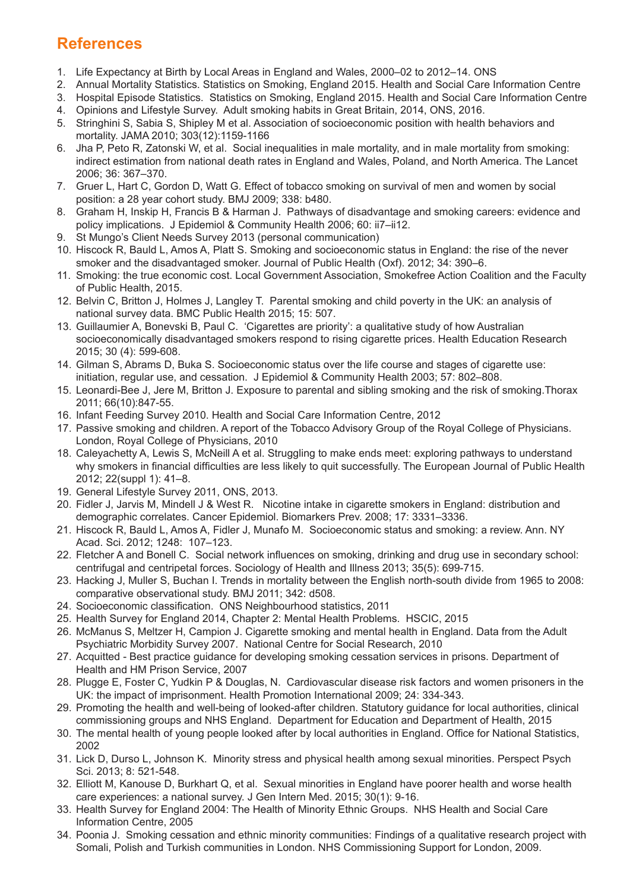## References

1. Life Expectancy at Birth by Local Areas in England and Wales, 2000–02 to 2012–14. ONS
2. Annual Mortality Statistics. Statistics on Smoking, England 2015. Health and Social Care Information Centre
3. Hospital Episode Statistics. Statistics on Smoking, England 2015. Health and Social Care Information Centre
4. Opinions and Lifestyle Survey. Adult smoking habits in Great Britain, 2014, ONS, 2016.
5. Stringhini S, Sabia S, Shipley M et al. Association of socioeconomic position with health behaviors and mortality. JAMA 2010; 303(12):1159-1166
6. Jha P, Peto R, Zatonski W, et al. Social inequalities in male mortality, and in male mortality from smoking: indirect estimation from national death rates in England and Wales, Poland, and North America. The Lancet 2006; 36: 367–370.
7. Gruer L, Hart C, Gordon D, Watt G. Effect of tobacco smoking on survival of men and women by social position: a 28 year cohort study. BMJ 2009; 338: b480.
8. Graham H, Inskip H, Francis B & Harman J. Pathways of disadvantage and smoking careers: evidence and policy implications. J Epidemiol & Community Health 2006; 60: ii7–ii12.
9. St Mungo's Client Needs Survey 2013 (personal communication)
10. Hiscock R, Bauld L, Amos A, Platt S. Smoking and socioeconomic status in England: the rise of the never smoker and the disadvantaged smoker. Journal of Public Health (Oxf). 2012; 34: 390–6.
11. Smoking: the true economic cost. Local Government Association, Smokefree Action Coalition and the Faculty of Public Health, 2015.
12. Belvin C, Britton J, Holmes J, Langley T. Parental smoking and child poverty in the UK: an analysis of national survey data. BMC Public Health 2015; 15: 507.
13. Guillaumier A, Bonevski B, Paul C. 'Cigarettes are priority': a qualitative study of how Australian socioeconomically disadvantaged smokers respond to rising cigarette prices. Health Education Research 2015; 30 (4): 599-608.
14. Gilman S, Abrams D, Buka S. Socioeconomic status over the life course and stages of cigarette use: initiation, regular use, and cessation. J Epidemiol & Community Health 2003; 57: 802–808.
15. Leonardi-Bee J, Jere M, Britton J. Exposure to parental and sibling smoking and the risk of smoking.Thorax 2011; 66(10):847-55.
16. Infant Feeding Survey 2010. Health and Social Care Information Centre, 2012
17. Passive smoking and children. A report of the Tobacco Advisory Group of the Royal College of Physicians. London, Royal College of Physicians, 2010
18. Caleyachetty A, Lewis S, McNeill A et al. Struggling to make ends meet: exploring pathways to understand why smokers in financial difficulties are less likely to quit successfully. The European Journal of Public Health 2012; 22(suppl 1): 41–8.
19. General Lifestyle Survey 2011, ONS, 2013.
20. Fidler J, Jarvis M, Mindell J & West R. Nicotine intake in cigarette smokers in England: distribution and demographic correlates. Cancer Epidemiol. Biomarkers Prev. 2008; 17: 3331–3336.
21. Hiscock R, Bauld L, Amos A, Fidler J, Munafo M. Socioeconomic status and smoking: a review. Ann. NY Acad. Sci. 2012; 1248: 107–123.
22. Fletcher A and Bonell C. Social network influences on smoking, drinking and drug use in secondary school: centrifugal and centripetal forces. Sociology of Health and Illness 2013; 35(5): 699-715.
23. Hacking J, Muller S, Buchan I. Trends in mortality between the English north-south divide from 1965 to 2008: comparative observational study. BMJ 2011; 342: d508.
24. Socioeconomic classification. ONS Neighbourhood statistics, 2011
25. Health Survey for England 2014, Chapter 2: Mental Health Problems. HSCIC, 2015
26. McManus S, Meltzer H, Campion J. Cigarette smoking and mental health in England. Data from the Adult Psychiatric Morbidity Survey 2007. National Centre for Social Research, 2010
27. Acquitted - Best practice guidance for developing smoking cessation services in prisons. Department of Health and HM Prison Service, 2007
28. Plugge E, Foster C, Yudkin P & Douglas, N. Cardiovascular disease risk factors and women prisoners in the UK: the impact of imprisonment. Health Promotion International 2009; 24: 334-343.
29. Promoting the health and well-being of looked-after children. Statutory guidance for local authorities, clinical commissioning groups and NHS England. Department for Education and Department of Health, 2015
30. The mental health of young people looked after by local authorities in England. Office for National Statistics, 2002
31. Lick D, Durso L, Johnson K. Minority stress and physical health among sexual minorities. Perspect Psych Sci. 2013; 8: 521-548.
32. Elliott M, Kanouse D, Burkhart Q, et al. Sexual minorities in England have poorer health and worse health care experiences: a national survey. J Gen Intern Med. 2015; 30(1): 9-16.
33. Health Survey for England 2004: The Health of Minority Ethnic Groups. NHS Health and Social Care Information Centre, 2005
34. Poonia J. Smoking cessation and ethnic minority communities: Findings of a qualitative research project with Somali, Polish and Turkish communities in London. NHS Commissioning Support for London, 2009.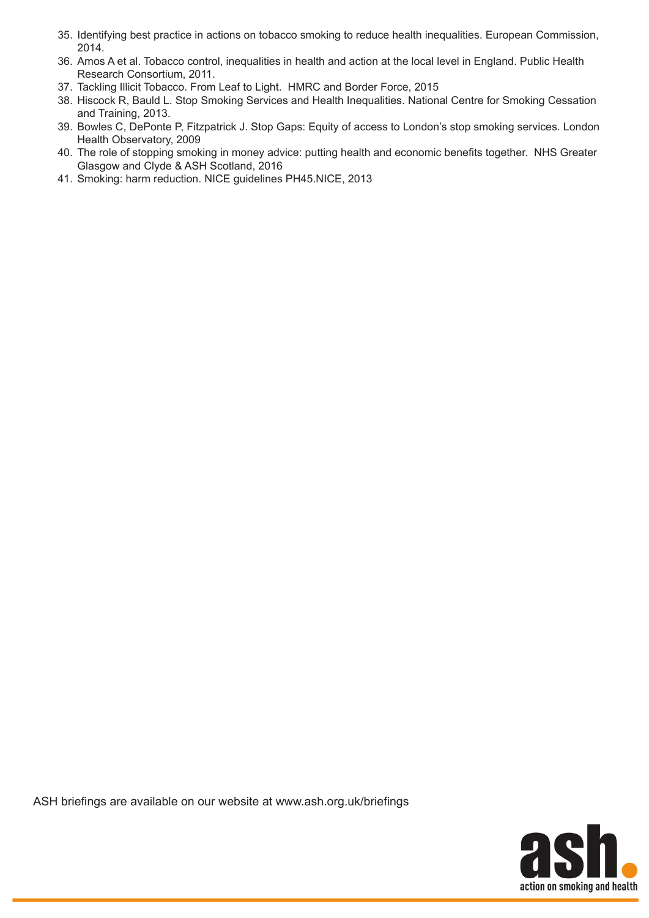35. Identifying best practice in actions on tobacco smoking to reduce health inequalities. European Commission, 2014.
36. Amos A et al. Tobacco control, inequalities in health and action at the local level in England. Public Health Research Consortium, 2011.
37. Tackling Illicit Tobacco. From Leaf to Light. HMRC and Border Force, 2015
38. Hiscock R, Bauld L. Stop Smoking Services and Health Inequalities. National Centre for Smoking Cessation and Training, 2013.
39. Bowles C, DePonte P, Fitzpatrick J. Stop Gaps: Equity of access to London's stop smoking services. London Health Observatory, 2009
40. The role of stopping smoking in money advice: putting health and economic benefits together. NHS Greater Glasgow and Clyde & ASH Scotland, 2016
41. Smoking: harm reduction. NICE guidelines PH45.NICE, 2013

ASH briefings are available on our website at www.ash.org.uk/briefings

ash.
action on smoking and health